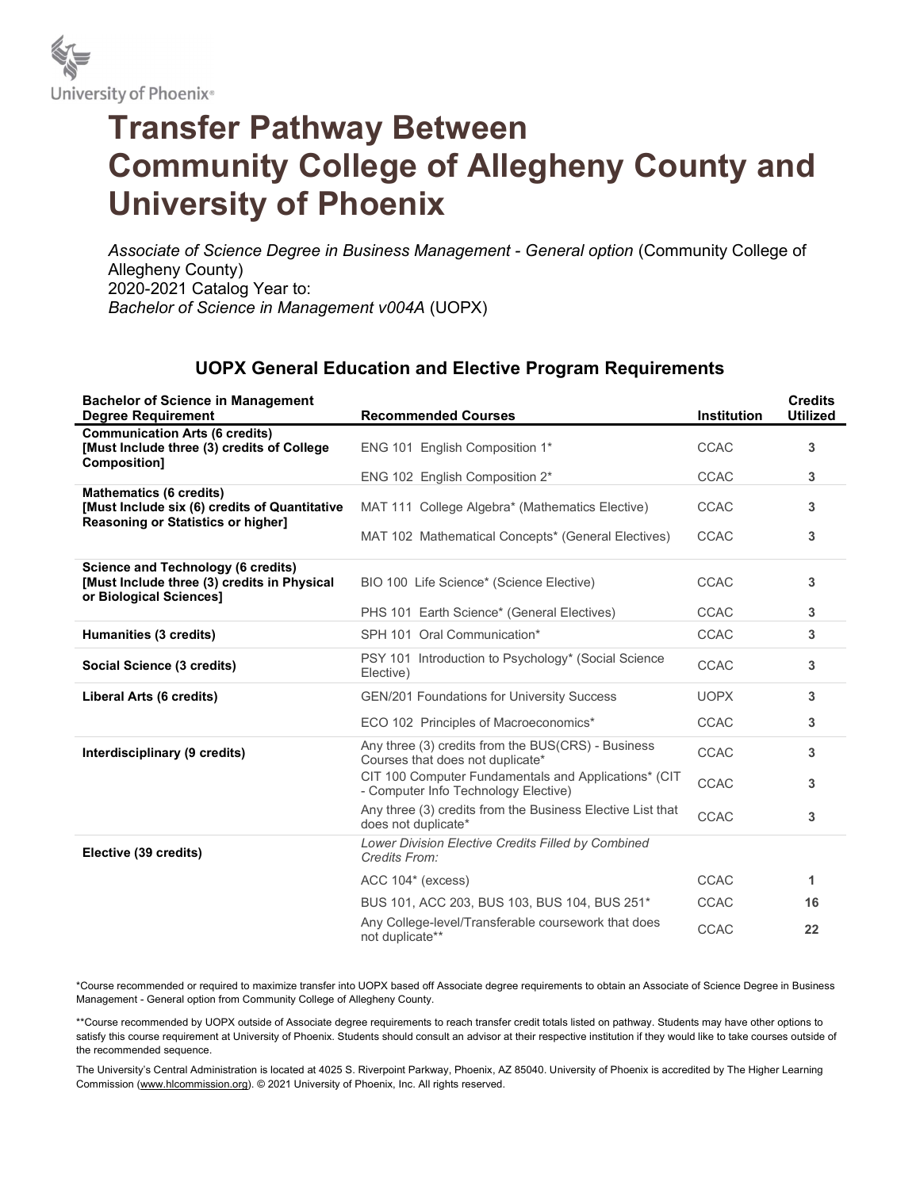University of Phoenix®

# Transfer Pathway Between Community College of Allegheny County and University of Phoenix

*Associate of Science Degree in Business Management* - *General option* (Community College of Allegheny County)
2020-2021 Catalog Year to:
*Bachelor of Science in Management v004A* (UOPX)

## UOPX General Education and Elective Program Requirements

| Bachelor of Science in Management Degree Requirement | Recommended Courses | Institution | Credits Utilized |
|---|---|---|---|
| **Communication Arts (6 credits) [Must Include three (3) credits of College Composition]** | ENG 101 English Composition 1* | CCAC | 3 |
| | ENG 102 English Composition 2* | CCAC | 3 |
| **Mathematics (6 credits) [Must Include six (6) credits of Quantitative Reasoning or Statistics or higher]** | MAT 111 College Algebra* (Mathematics Elective) | CCAC | 3 |
| | MAT 102 Mathematical Concepts* (General Electives) | CCAC | 3 |
| **Science and Technology (6 credits) [Must Include three (3) credits in Physical or Biological Sciences]** | BIO 100 Life Science* (Science Elective) | CCAC | 3 |
| | PHS 101 Earth Science* (General Electives) | CCAC | 3 |
| **Humanities (3 credits)** | SPH 101 Oral Communication* | CCAC | 3 |
| **Social Science (3 credits)** | PSY 101 Introduction to Psychology* (Social Science Elective) | CCAC | 3 |
| **Liberal Arts (6 credits)** | GEN/201 Foundations for University Success | UOPX | 3 |
| | ECO 102 Principles of Macroeconomics* | CCAC | 3 |
| **Interdisciplinary (9 credits)** | Any three (3) credits from the BUS(CRS) - Business Courses that does not duplicate* | CCAC | 3 |
| | CIT 100 Computer Fundamentals and Applications* (CIT - Computer Info Technology Elective) | CCAC | 3 |
| | Any three (3) credits from the Business Elective List that does not duplicate* | CCAC | 3 |
| **Elective (39 credits)** | *Lower Division Elective Credits Filled by Combined Credits From:* | | |
| | ACC 104* (excess) | CCAC | 1 |
| | BUS 101, ACC 203, BUS 103, BUS 104, BUS 251* | CCAC | 16 |
| | Any College-level/Transferable coursework that does not duplicate** | CCAC | 22 |

*Course recommended or required to maximize transfer into UOPX based off Associate degree requirements to obtain an Associate of Science Degree in Business Management - General option from Community College of Allegheny County.

**Course recommended by UOPX outside of Associate degree requirements to reach transfer credit totals listed on pathway. Students may have other options to satisfy this course requirement at University of Phoenix. Students should consult an advisor at their respective institution if they would like to take courses outside of the recommended sequence.

The University's Central Administration is located at 4025 S. Riverpoint Parkway, Phoenix, AZ 85040. University of Phoenix is accredited by The Higher Learning Commission (www.hlcommission.org). © 2021 University of Phoenix, Inc. All rights reserved.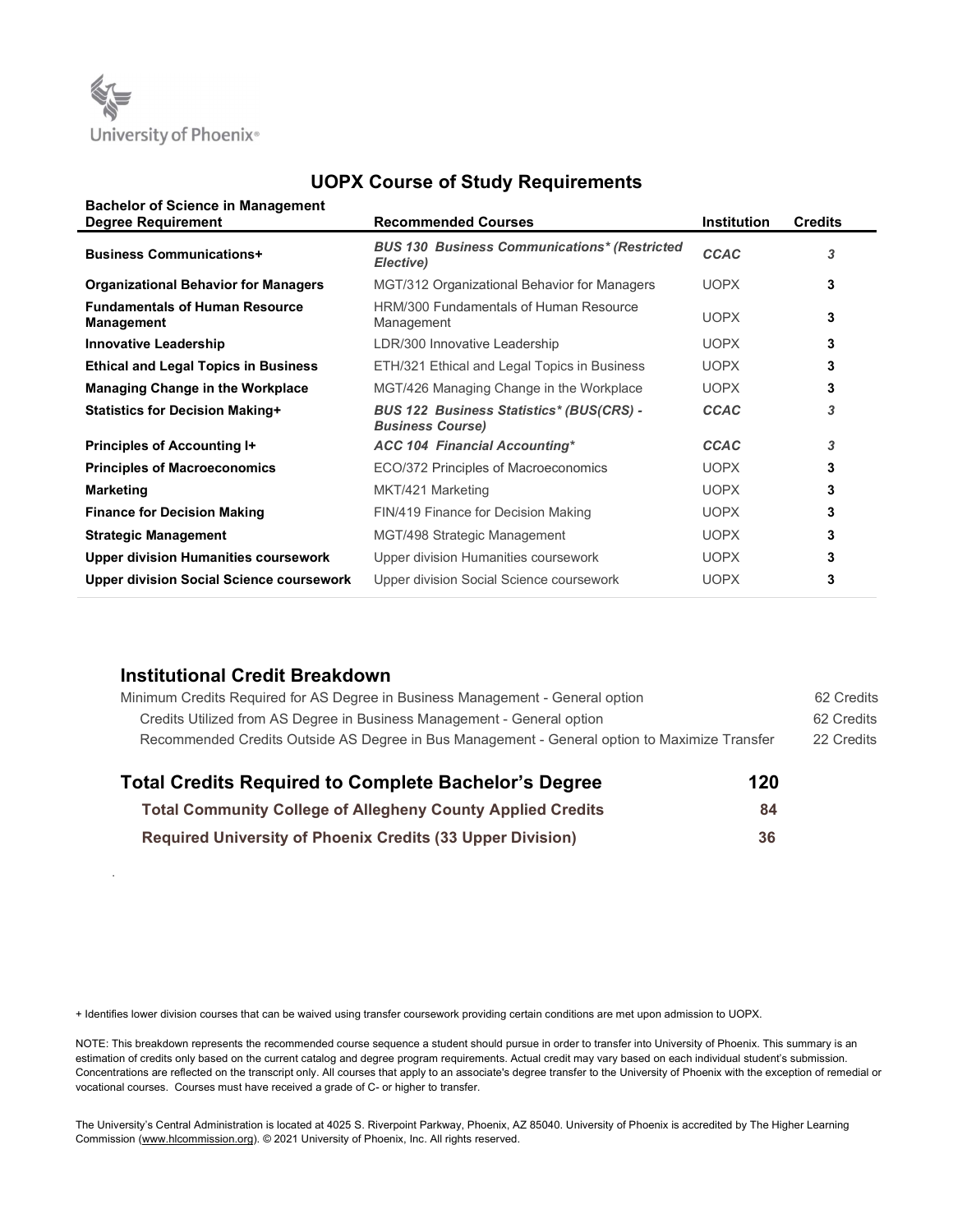University of Phoenix®

## UOPX Course of Study Requirements

| Bachelor of Science in Management Degree Requirement | Recommended Courses | Institution | Credits |
|---|---|---|---|
| **Business Communications+** | ***BUS 130 Business Communications\* (Restricted Elective)*** | ***CCAC*** | *3* |
| **Organizational Behavior for Managers** | MGT/312 Organizational Behavior for Managers | UOPX | **3** |
| **Fundamentals of Human Resource Management** | HRM/300 Fundamentals of Human Resource Management | UOPX | **3** |
| **Innovative Leadership** | LDR/300 Innovative Leadership | UOPX | **3** |
| **Ethical and Legal Topics in Business** | ETH/321 Ethical and Legal Topics in Business | UOPX | **3** |
| **Managing Change in the Workplace** | MGT/426 Managing Change in the Workplace | UOPX | **3** |
| **Statistics for Decision Making+** | ***BUS 122 Business Statistics\* (BUS(CRS) - Business Course)*** | ***CCAC*** | *3* |
| **Principles of Accounting I+** | ***ACC 104 Financial Accounting\**** | ***CCAC*** | *3* |
| **Principles of Macroeconomics** | ECO/372 Principles of Macroeconomics | UOPX | **3** |
| **Marketing** | MKT/421 Marketing | UOPX | **3** |
| **Finance for Decision Making** | FIN/419 Finance for Decision Making | UOPX | **3** |
| **Strategic Management** | MGT/498 Strategic Management | UOPX | **3** |
| **Upper division Humanities coursework** | Upper division Humanities coursework | UOPX | **3** |
| **Upper division Social Science coursework** | Upper division Social Science coursework | UOPX | **3** |

### Institutional Credit Breakdown

| | |
|---|---|
| Minimum Credits Required for AS Degree in Business Management - General option | 62 Credits |
| Credits Utilized from AS Degree in Business Management - General option | 62 Credits |
| Recommended Credits Outside AS Degree in Bus Management - General option to Maximize Transfer | 22 Credits |

| | |
|---|---|
| **Total Credits Required to Complete Bachelor's Degree** | **120** |
| **Total Community College of Allegheny County Applied Credits** | **84** |
| **Required University of Phoenix Credits (33 Upper Division)** | **36** |

\+ Identifies lower division courses that can be waived using transfer coursework providing certain conditions are met upon admission to UOPX.

NOTE: This breakdown represents the recommended course sequence a student should pursue in order to transfer into University of Phoenix. This summary is an estimation of credits only based on the current catalog and degree program requirements. Actual credit may vary based on each individual student's submission. Concentrations are reflected on the transcript only. All courses that apply to an associate's degree transfer to the University of Phoenix with the exception of remedial or vocational courses. Courses must have received a grade of C- or higher to transfer.

The University's Central Administration is located at 4025 S. Riverpoint Parkway, Phoenix, AZ 85040. University of Phoenix is accredited by The Higher Learning Commission (www.hlcommission.org). © 2021 University of Phoenix, Inc. All rights reserved.